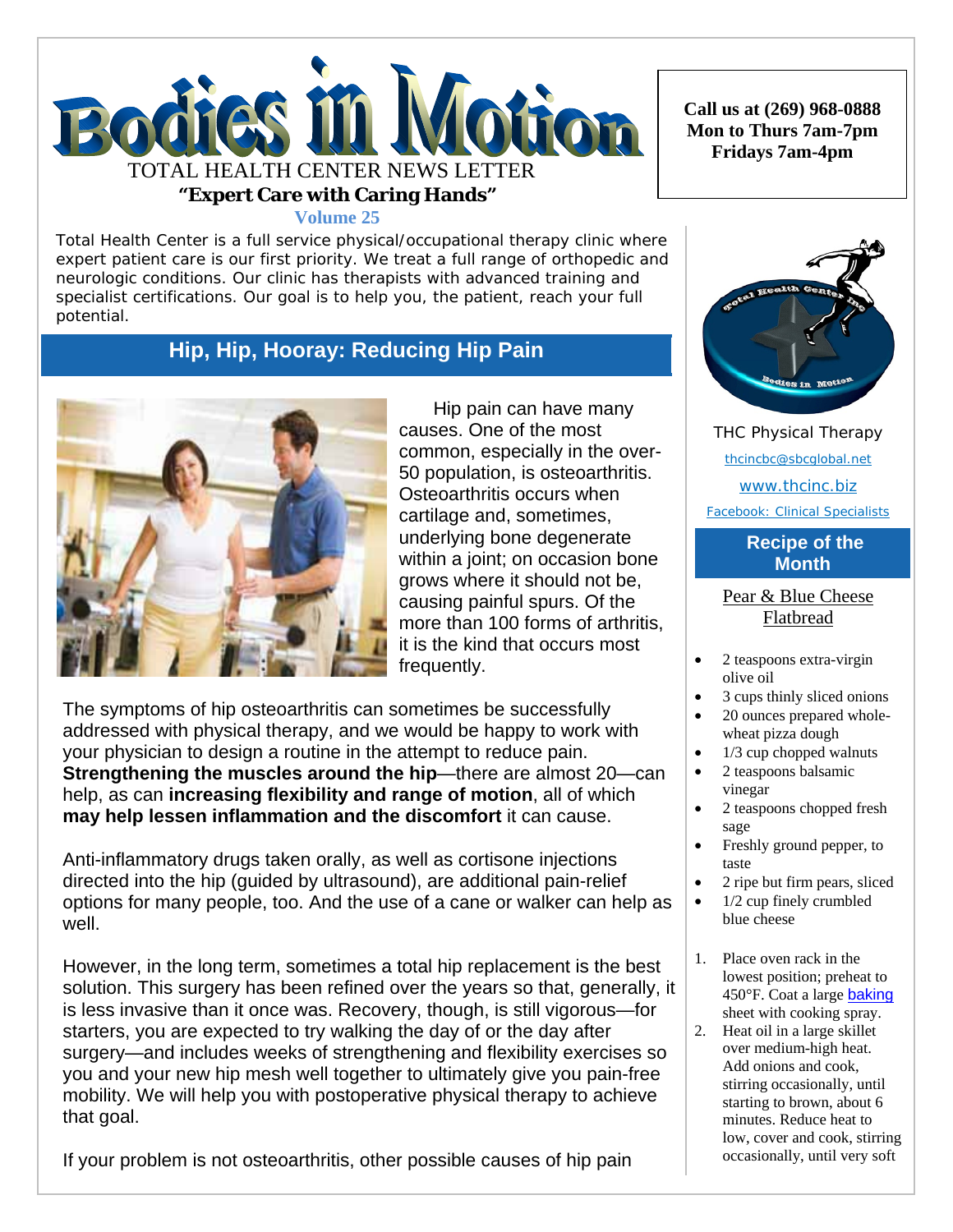# Bodies in Motion

TOTAL HEALTH CENTER NEWS LETTER

**"Expert Care with Caring Hands"**

**Volume 25**

**Call us at (269) 968-0888**
**Mon to Thurs 7am-7pm**
**Fridays 7am-4pm**

Total Health Center is a full service physical/occupational therapy clinic where expert patient care is our first priority. We treat a full range of orthopedic and neurologic conditions. Our clinic has therapists with advanced training and specialist certifications. Our goal is to help you, the patient, reach your full potential.

## Hip, Hip, Hooray: Reducing Hip Pain

Hip pain can have many causes. One of the most common, especially in the over-50 population, is osteoarthritis. Osteoarthritis occurs when cartilage and, sometimes, underlying bone degenerate within a joint; on occasion bone grows where it should not be, causing painful spurs. Of the more than 100 forms of arthritis, it is the kind that occurs most frequently.

The symptoms of hip osteoarthritis can sometimes be successfully addressed with physical therapy, and we would be happy to work with your physician to design a routine in the attempt to reduce pain. **Strengthening the muscles around the hip**—there are almost 20—can help, as can **increasing flexibility and range of motion**, all of which **may help lessen inflammation and the discomfort** it can cause.

Anti-inflammatory drugs taken orally, as well as cortisone injections directed into the hip (guided by ultrasound), are additional pain-relief options for many people, too. And the use of a cane or walker can help as well.

However, in the long term, sometimes a total hip replacement is the best solution. This surgery has been refined over the years so that, generally, it is less invasive than it once was. Recovery, though, is still vigorous—for starters, you are expected to try walking the day of or the day after surgery—and includes weeks of strengthening and flexibility exercises so you and your new hip mesh well together to ultimately give you pain-free mobility. We will help you with postoperative physical therapy to achieve that goal.

If your problem is not osteoarthritis, other possible causes of hip pain

THC Physical Therapy

thcincbc@sbcglobal.net

www.thcinc.biz

Facebook: Clinical Specialists

## Recipe of the Month

Pear & Blue Cheese Flatbread

- 2 teaspoons extra-virgin olive oil
- 3 cups thinly sliced onions
- 20 ounces prepared whole-wheat pizza dough
- 1/3 cup chopped walnuts
- 2 teaspoons balsamic vinegar
- 2 teaspoons chopped fresh sage
- Freshly ground pepper, to taste
- 2 ripe but firm pears, sliced
- 1/2 cup finely crumbled blue cheese

1. Place oven rack in the lowest position; preheat to 450°F. Coat a large baking sheet with cooking spray.
2. Heat oil in a large skillet over medium-high heat. Add onions and cook, stirring occasionally, until starting to brown, about 6 minutes. Reduce heat to low, cover and cook, stirring occasionally, until very soft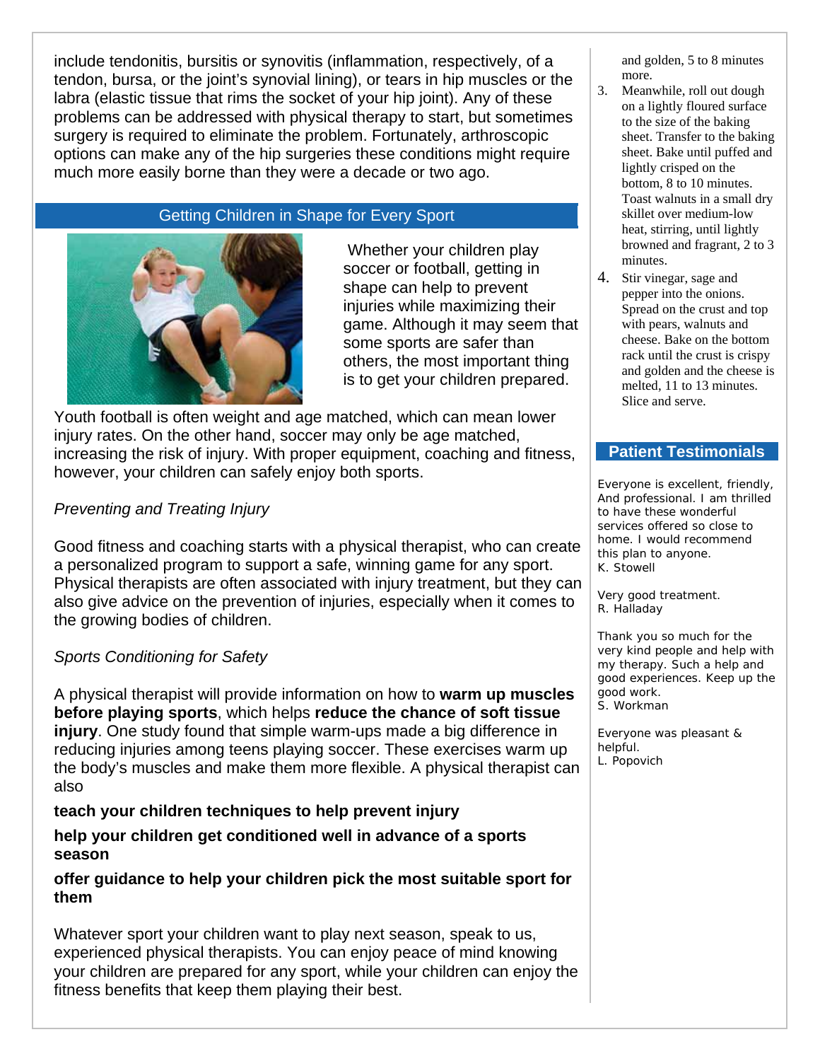include tendonitis, bursitis or synovitis (inflammation, respectively, of a tendon, bursa, or the joint's synovial lining), or tears in hip muscles or the labra (elastic tissue that rims the socket of your hip joint). Any of these problems can be addressed with physical therapy to start, but sometimes surgery is required to eliminate the problem. Fortunately, arthroscopic options can make any of the hip surgeries these conditions might require much more easily borne than they were a decade or two ago.

## Getting Children in Shape for Every Sport

Whether your children play soccer or football, getting in shape can help to prevent injuries while maximizing their game. Although it may seem that some sports are safer than others, the most important thing is to get your children prepared.

Youth football is often weight and age matched, which can mean lower injury rates. On the other hand, soccer may only be age matched, increasing the risk of injury. With proper equipment, coaching and fitness, however, your children can safely enjoy both sports.

*Preventing and Treating Injury*

Good fitness and coaching starts with a physical therapist, who can create a personalized program to support a safe, winning game for any sport. Physical therapists are often associated with injury treatment, but they can also give advice on the prevention of injuries, especially when it comes to the growing bodies of children.

*Sports Conditioning for Safety*

A physical therapist will provide information on how to **warm up muscles before playing sports**, which helps **reduce the chance of soft tissue injury**. One study found that simple warm-ups made a big difference in reducing injuries among teens playing soccer. These exercises warm up the body's muscles and make them more flexible. A physical therapist can also

**teach your children techniques to help prevent injury**

**help your children get conditioned well in advance of a sports season**

**offer guidance to help your children pick the most suitable sport for them**

Whatever sport your children want to play next season, speak to us, experienced physical therapists. You can enjoy peace of mind knowing your children are prepared for any sport, while your children can enjoy the fitness benefits that keep them playing their best.

and golden, 5 to 8 minutes more.

3. Meanwhile, roll out dough on a lightly floured surface to the size of the baking sheet. Transfer to the baking sheet. Bake until puffed and lightly crisped on the bottom, 8 to 10 minutes. Toast walnuts in a small dry skillet over medium-low heat, stirring, until lightly browned and fragrant, 2 to 3 minutes.
4. Stir vinegar, sage and pepper into the onions. Spread on the crust and top with pears, walnuts and cheese. Bake on the bottom rack until the crust is crispy and golden and the cheese is melted, 11 to 13 minutes. Slice and serve.

## Patient Testimonials

Everyone is excellent, friendly, And professional. I am thrilled to have these wonderful services offered so close to home. I would recommend this plan to anyone.
K. Stowell

Very good treatment.
R. Halladay

Thank you so much for the very kind people and help with my therapy. Such a help and good experiences. Keep up the good work.
S. Workman

Everyone was pleasant & helpful.
L. Popovich